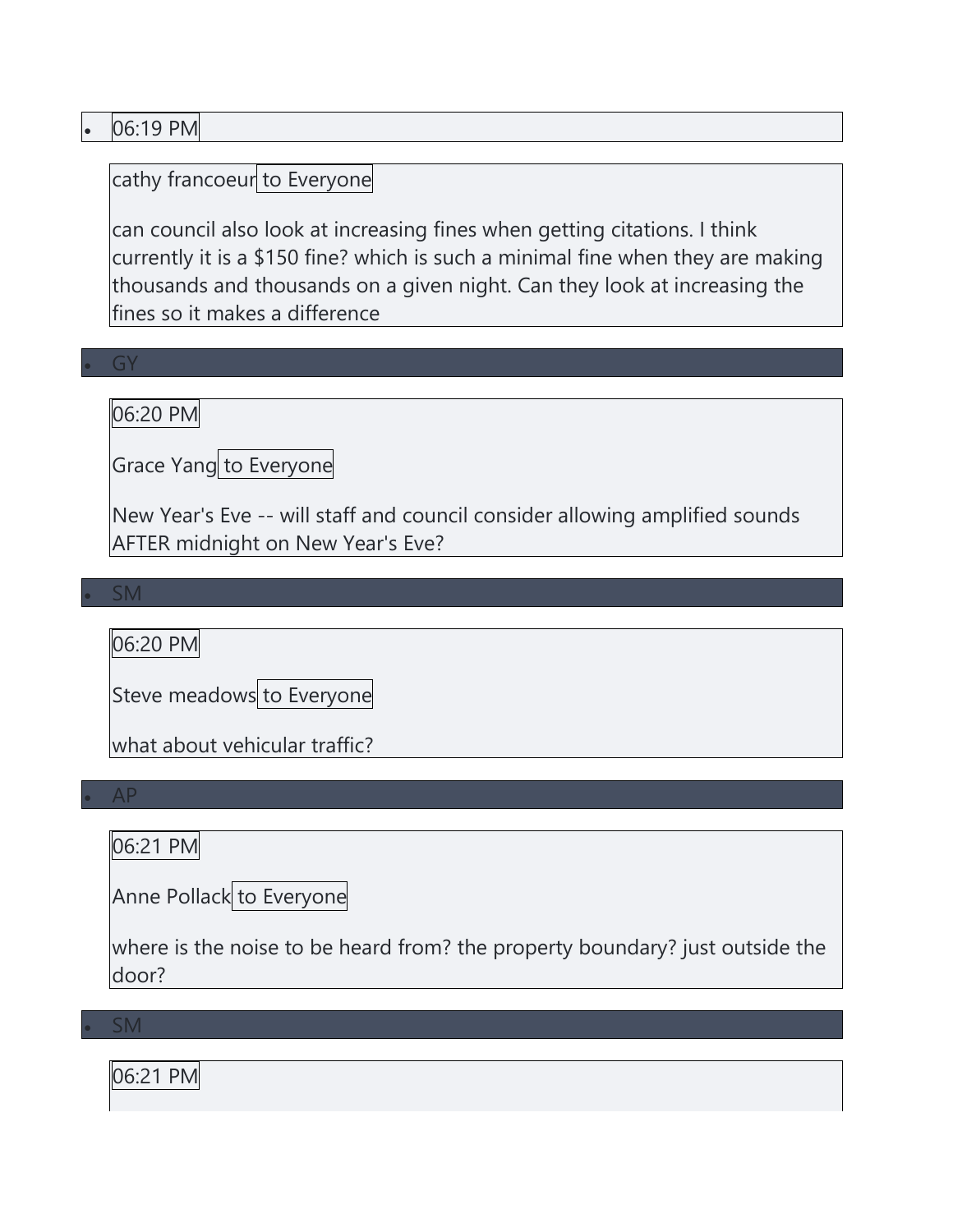- 06:19 PM

  cathy francoeur to Everyone

  can council also look at increasing fines when getting citations. I think currently it is a $150 fine? which is such a minimal fine when they are making thousands and thousands on a given night. Can they look at increasing the fines so it makes a difference

- GY

  06:20 PM

  Grace Yang to Everyone

  New Year's Eve -- will staff and council consider allowing amplified sounds AFTER midnight on New Year's Eve?

- SM

  06:20 PM

  Steve meadows to Everyone

  what about vehicular traffic?

- AP

  06:21 PM

  Anne Pollack to Everyone

  where is the noise to be heard from? the property boundary? just outside the door?

- SM

  06:21 PM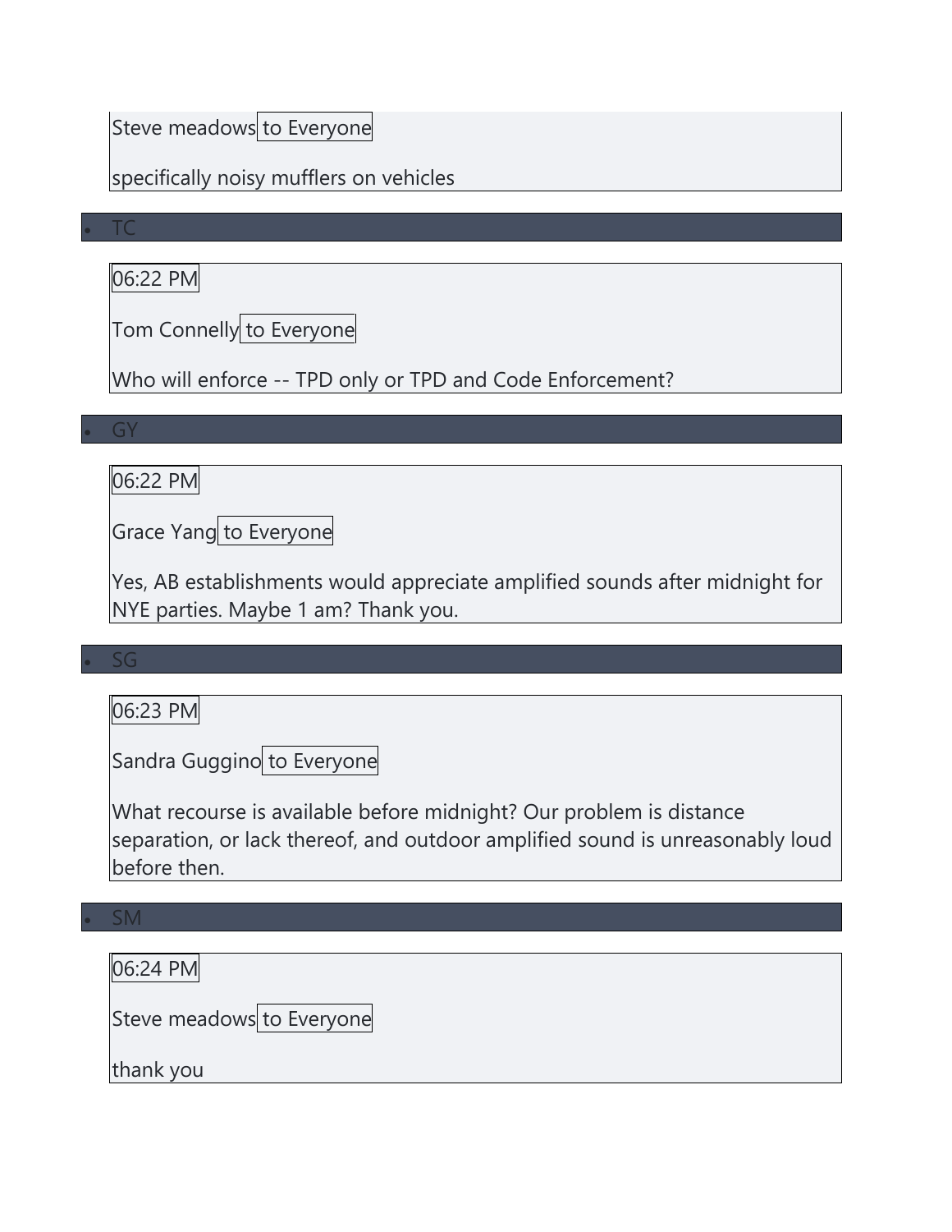Steve meadows to Everyone

specifically noisy mufflers on vehicles

- TC

06:22 PM

Tom Connelly to Everyone

Who will enforce -- TPD only or TPD and Code Enforcement?

- GY

06:22 PM

Grace Yang to Everyone

Yes, AB establishments would appreciate amplified sounds after midnight for NYE parties. Maybe 1 am? Thank you.

- SG

06:23 PM

Sandra Guggino to Everyone

What recourse is available before midnight? Our problem is distance separation, or lack thereof, and outdoor amplified sound is unreasonably loud before then.

- SM

06:24 PM

Steve meadows to Everyone

thank you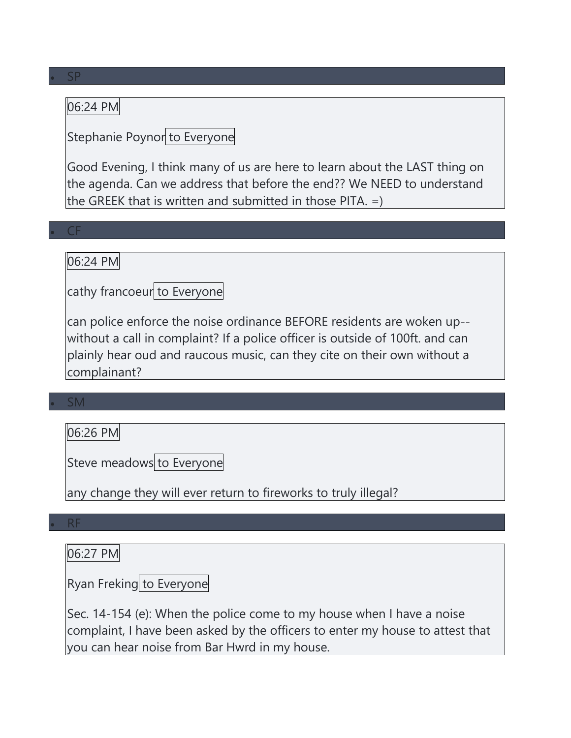- SP

06:24 PM

Stephanie Poynor to Everyone

Good Evening, I think many of us are here to learn about the LAST thing on the agenda. Can we address that before the end?? We NEED to understand the GREEK that is written and submitted in those PITA. =)

- CF

06:24 PM

cathy francoeur to Everyone

can police enforce the noise ordinance BEFORE residents are woken up--without a call in complaint? If a police officer is outside of 100ft. and can plainly hear oud and raucous music, can they cite on their own without a complainant?

- SM

06:26 PM

Steve meadows to Everyone

any change they will ever return to fireworks to truly illegal?

- RF

06:27 PM

Ryan Freking to Everyone

Sec. 14-154 (e): When the police come to my house when I have a noise complaint, I have been asked by the officers to enter my house to attest that you can hear noise from Bar Hwrd in my house.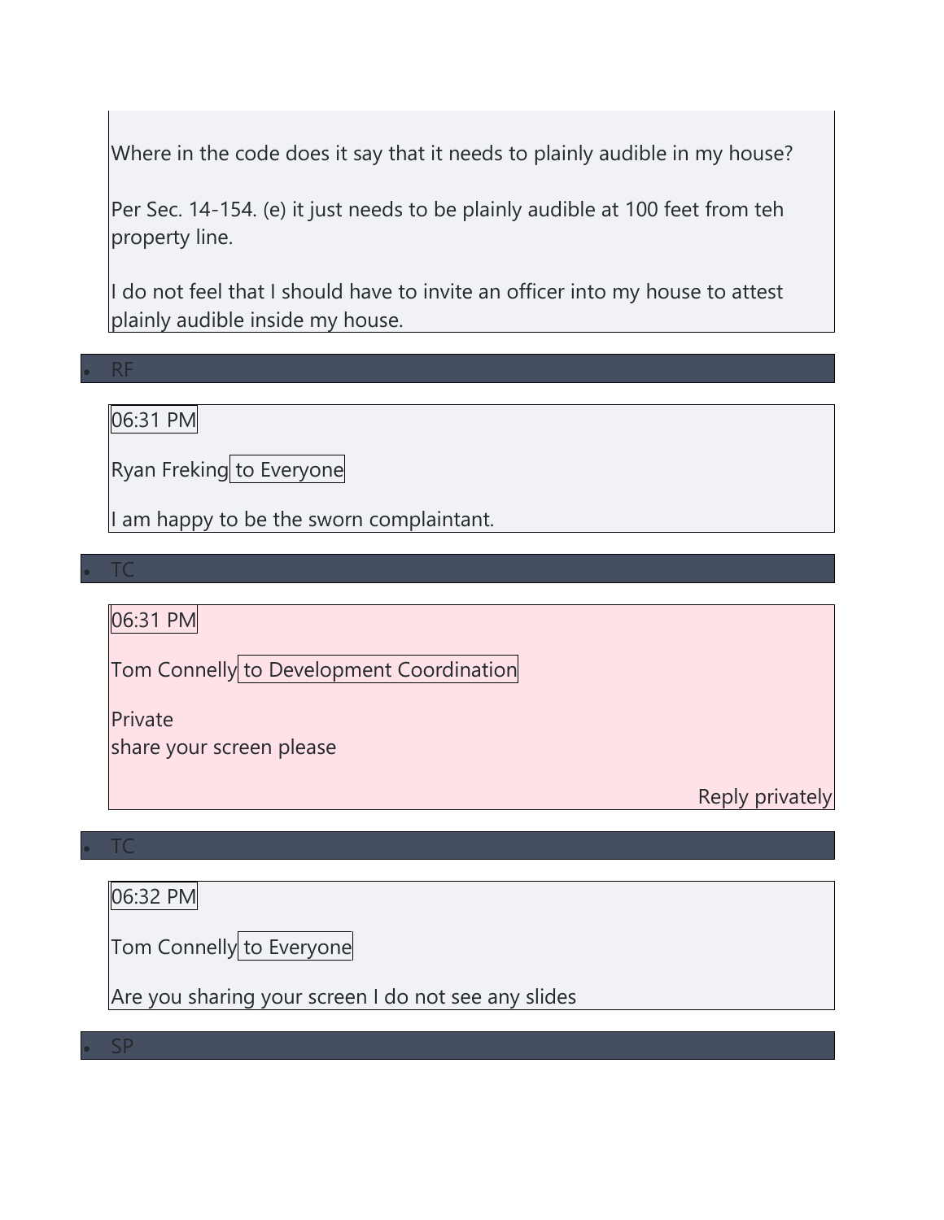Where in the code does it say that it needs to plainly audible in my house?

Per Sec. 14-154. (e) it just needs to be plainly audible at 100 feet from teh property line.

I do not feel that I should have to invite an officer into my house to attest plainly audible inside my house.

- RF

06:31 PM

Ryan Freking to Everyone

I am happy to be the sworn complaintant.

- TC

06:31 PM

Tom Connelly to Development Coordination

Private
share your screen please

Reply privately

- TC

06:32 PM

Tom Connelly to Everyone

Are you sharing your screen I do not see any slides

- SP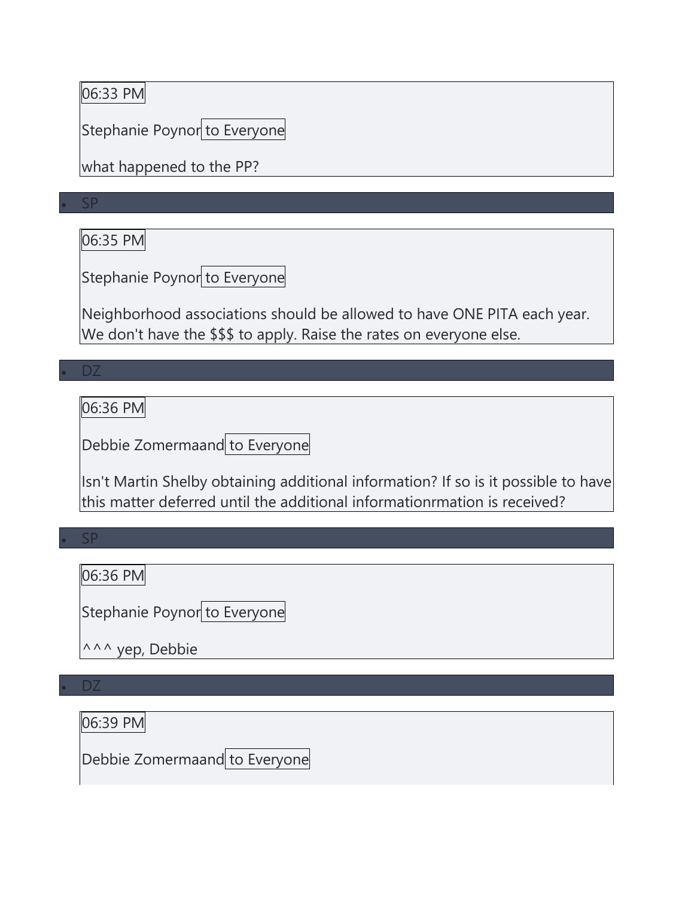06:33 PM

Stephanie Poynor to Everyone

what happened to the PP?

- SP

06:35 PM

Stephanie Poynor to Everyone

Neighborhood associations should be allowed to have ONE PITA each year. We don't have the $$$ to apply. Raise the rates on everyone else.

- DZ

06:36 PM

Debbie Zomermaand to Everyone

Isn't Martin Shelby obtaining additional information? If so is it possible to have this matter deferred until the additional informationrmation is received?

- SP

06:36 PM

Stephanie Poynor to Everyone

^^^ yep, Debbie

- DZ

06:39 PM

Debbie Zomermaand to Everyone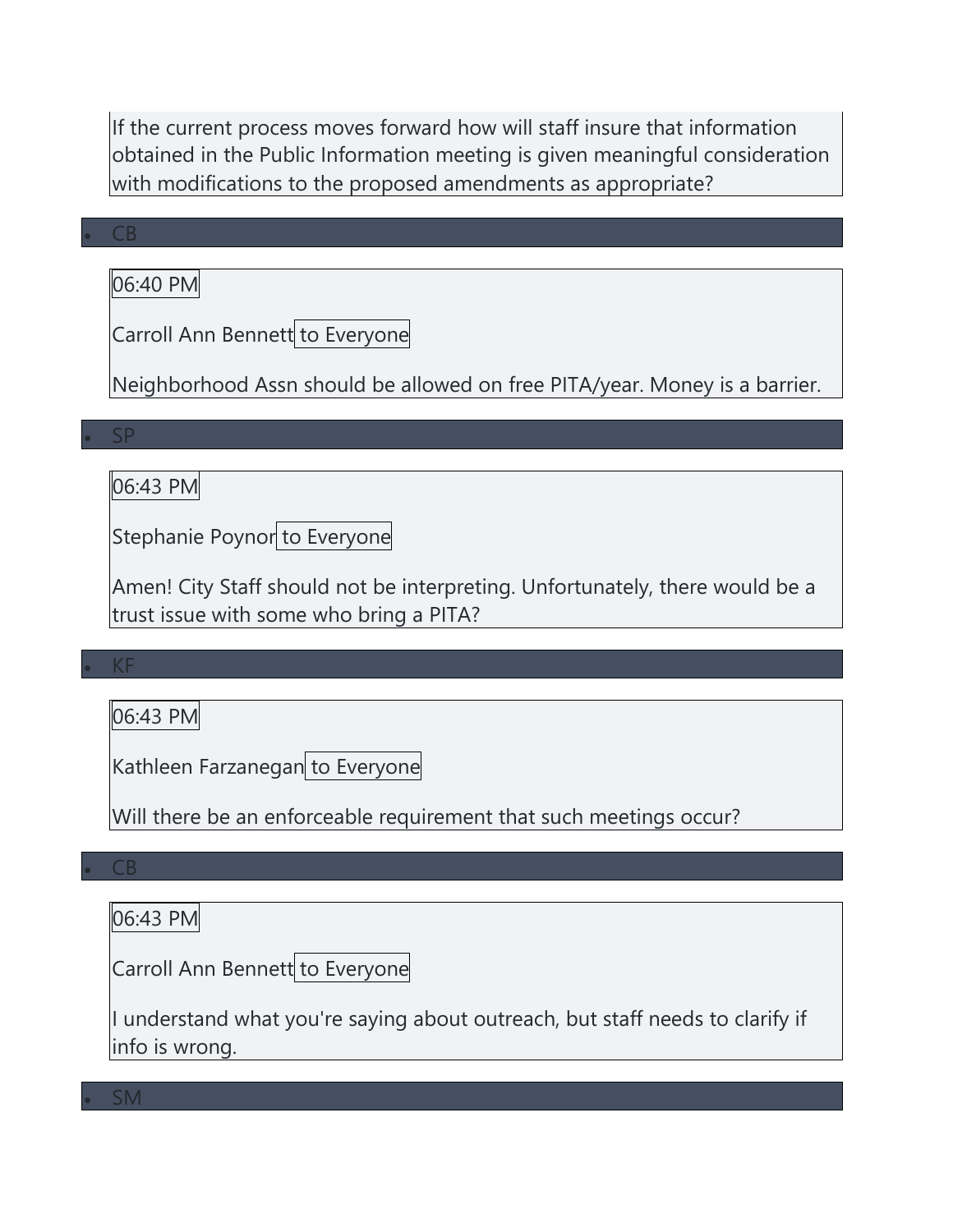If the current process moves forward how will staff insure that information obtained in the Public Information meeting is given meaningful consideration with modifications to the proposed amendments as appropriate?

- CB

06:40 PM

Carroll Ann Bennett to Everyone

Neighborhood Assn should be allowed on free PITA/year. Money is a barrier.

- SP

06:43 PM

Stephanie Poynor to Everyone

Amen! City Staff should not be interpreting. Unfortunately, there would be a trust issue with some who bring a PITA?

- KF

06:43 PM

Kathleen Farzanegan to Everyone

Will there be an enforceable requirement that such meetings occur?

- CB

06:43 PM

Carroll Ann Bennett to Everyone

I understand what you're saying about outreach, but staff needs to clarify if info is wrong.

- SM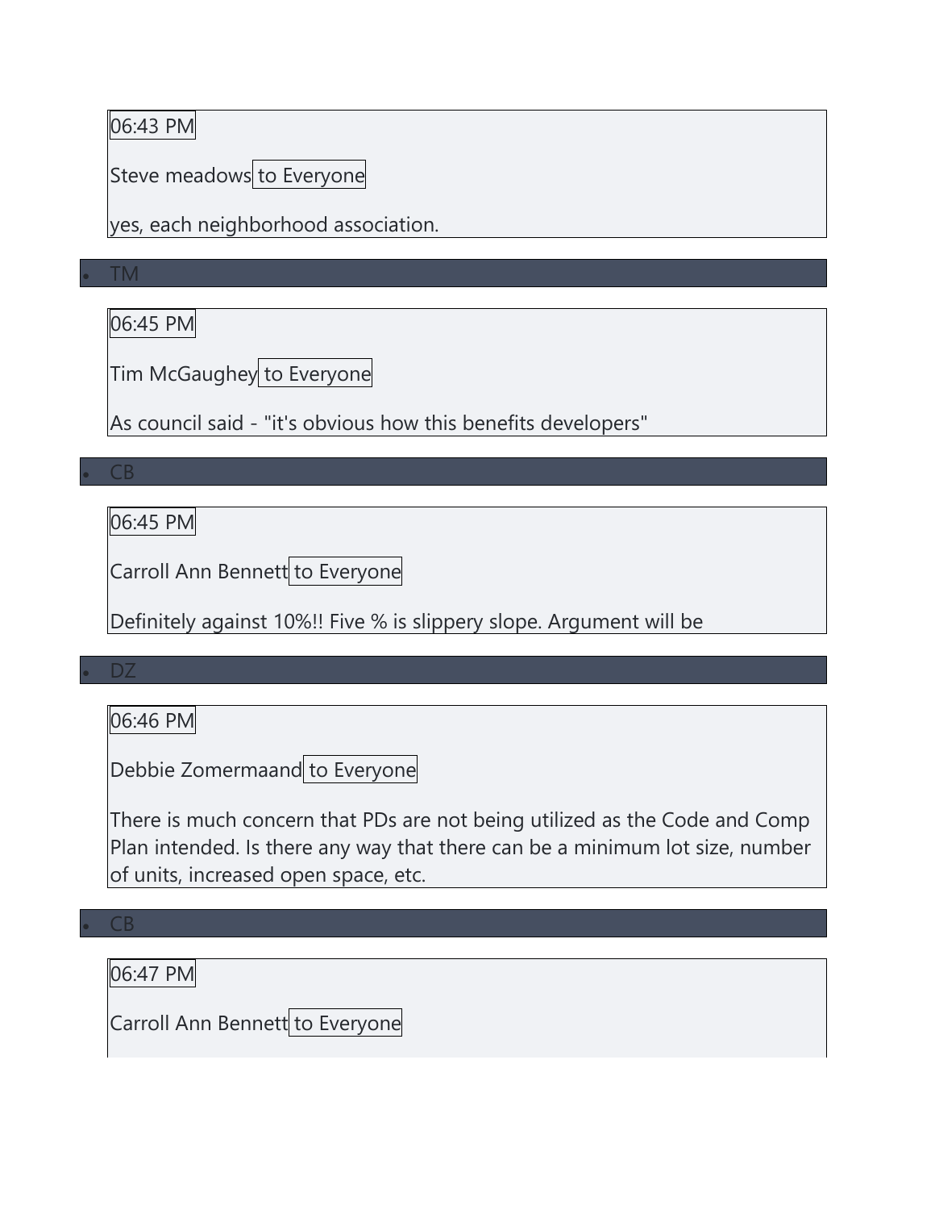06:43 PM

Steve meadows to Everyone

yes, each neighborhood association.

- TM

06:45 PM

Tim McGaughey to Everyone

As council said - "it's obvious how this benefits developers"

- CB

06:45 PM

Carroll Ann Bennett to Everyone

Definitely against 10%!! Five % is slippery slope. Argument will be

- DZ

06:46 PM

Debbie Zomermaand to Everyone

There is much concern that PDs are not being utilized as the Code and Comp Plan intended. Is there any way that there can be a minimum lot size, number of units, increased open space, etc.

- CB

06:47 PM

Carroll Ann Bennett to Everyone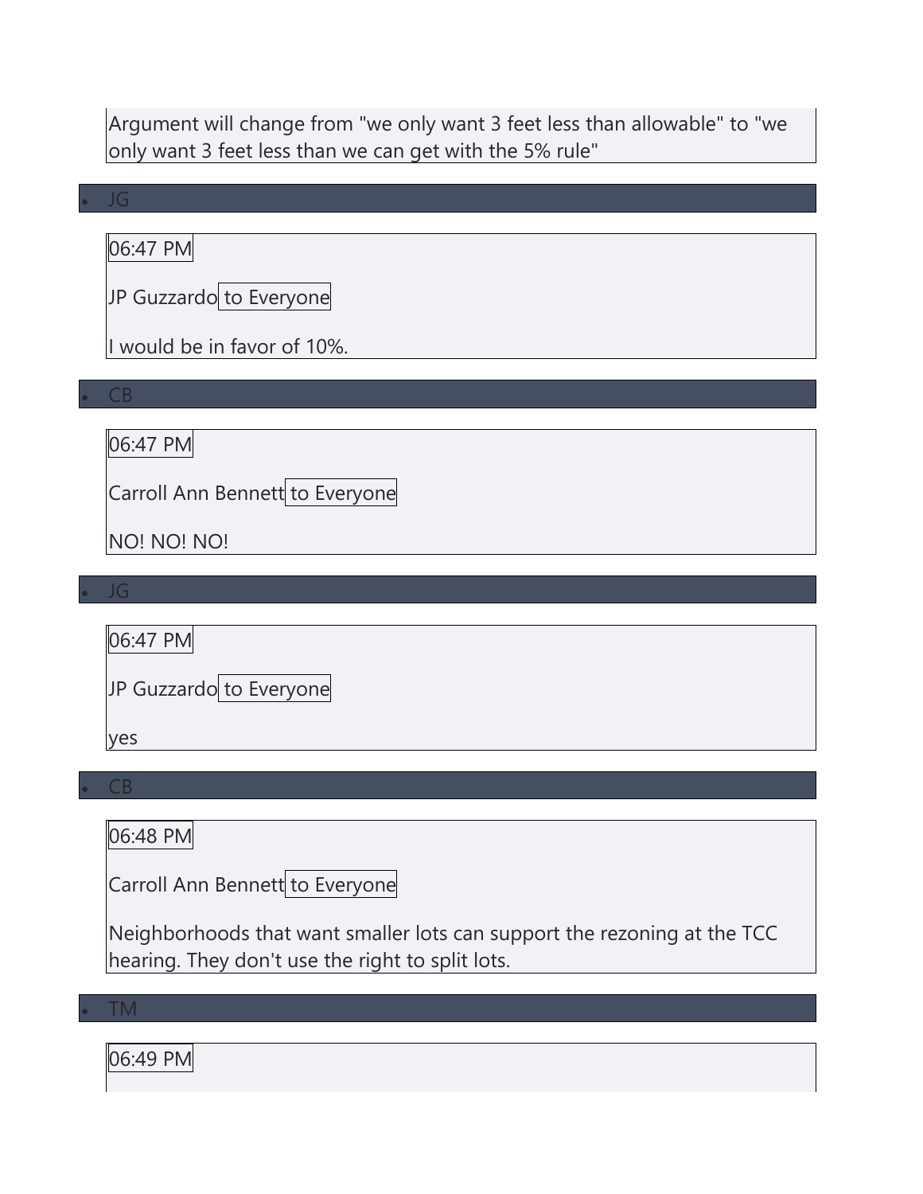Argument will change from "we only want 3 feet less than allowable" to "we only want 3 feet less than we can get with the 5% rule"

- JG

06:47 PM

JP Guzzardo to Everyone

I would be in favor of 10%.

- CB

06:47 PM

Carroll Ann Bennett to Everyone

NO! NO! NO!

- JG

06:47 PM

JP Guzzardo to Everyone

yes

- CB

06:48 PM

Carroll Ann Bennett to Everyone

Neighborhoods that want smaller lots can support the rezoning at the TCC hearing. They don't use the right to split lots.

- TM

06:49 PM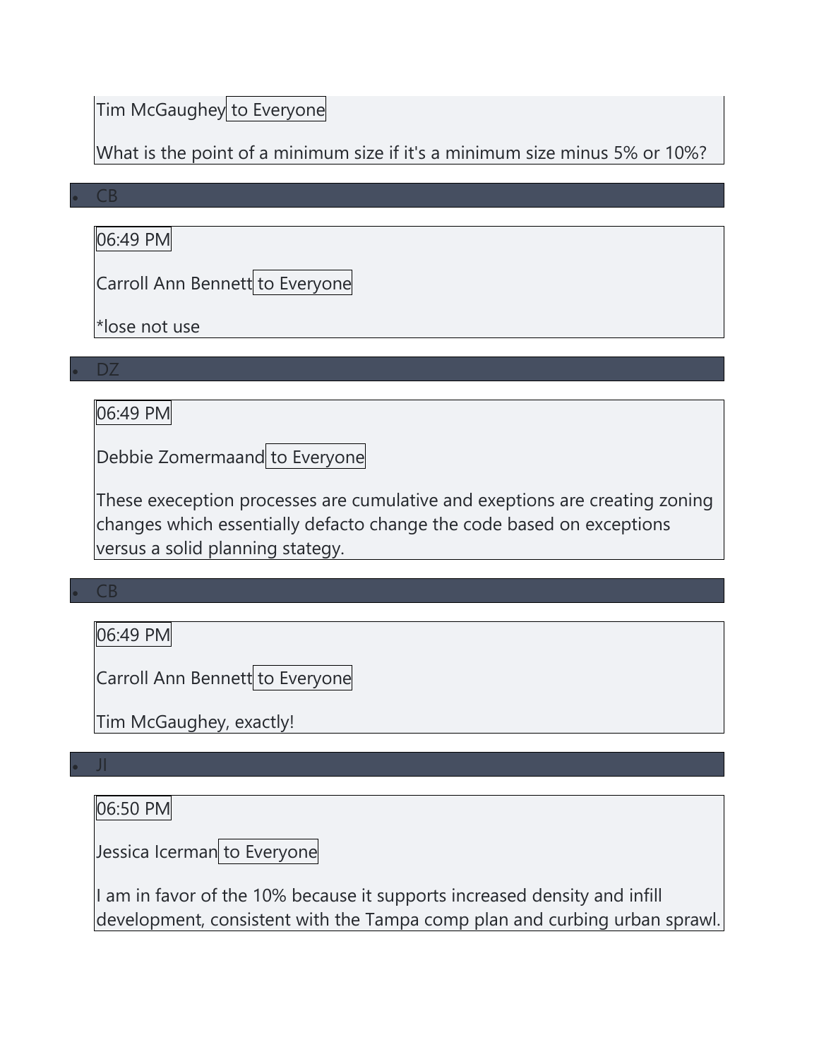Tim McGaughey to Everyone

What is the point of a minimum size if it's a minimum size minus 5% or 10%?

- CB

06:49 PM

Carroll Ann Bennett to Everyone

*lose not use

- DZ

06:49 PM

Debbie Zomermaand to Everyone

These exeception processes are cumulative and exeptions are creating zoning changes which essentially defacto change the code based on exceptions versus a solid planning stategy.

- CB

06:49 PM

Carroll Ann Bennett to Everyone

Tim McGaughey, exactly!

- JI

06:50 PM

Jessica Icerman to Everyone

I am in favor of the 10% because it supports increased density and infill development, consistent with the Tampa comp plan and curbing urban sprawl.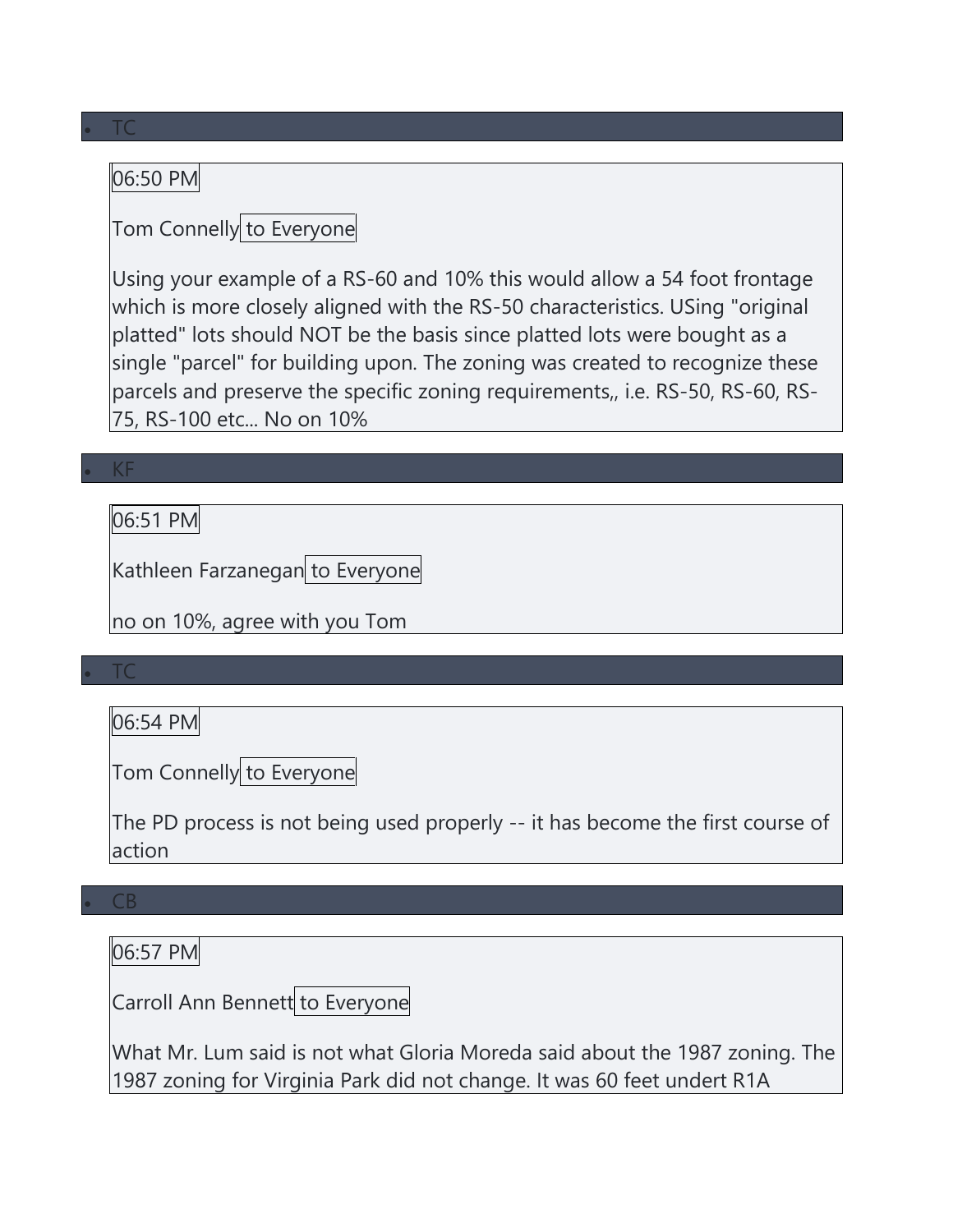- TC

06:50 PM

Tom Connelly to Everyone

Using your example of a RS-60 and 10% this would allow a 54 foot frontage which is more closely aligned with the RS-50 characteristics. USing "original platted" lots should NOT be the basis since platted lots were bought as a single "parcel" for building upon. The zoning was created to recognize these parcels and preserve the specific zoning requirements,, i.e. RS-50, RS-60, RS-75, RS-100 etc... No on 10%

- KF

06:51 PM

Kathleen Farzanegan to Everyone

no on 10%, agree with you Tom

- TC

06:54 PM

Tom Connelly to Everyone

The PD process is not being used properly -- it has become the first course of action

- CB

06:57 PM

Carroll Ann Bennett to Everyone

What Mr. Lum said is not what Gloria Moreda said about the 1987 zoning. The 1987 zoning for Virginia Park did not change. It was 60 feet undert R1A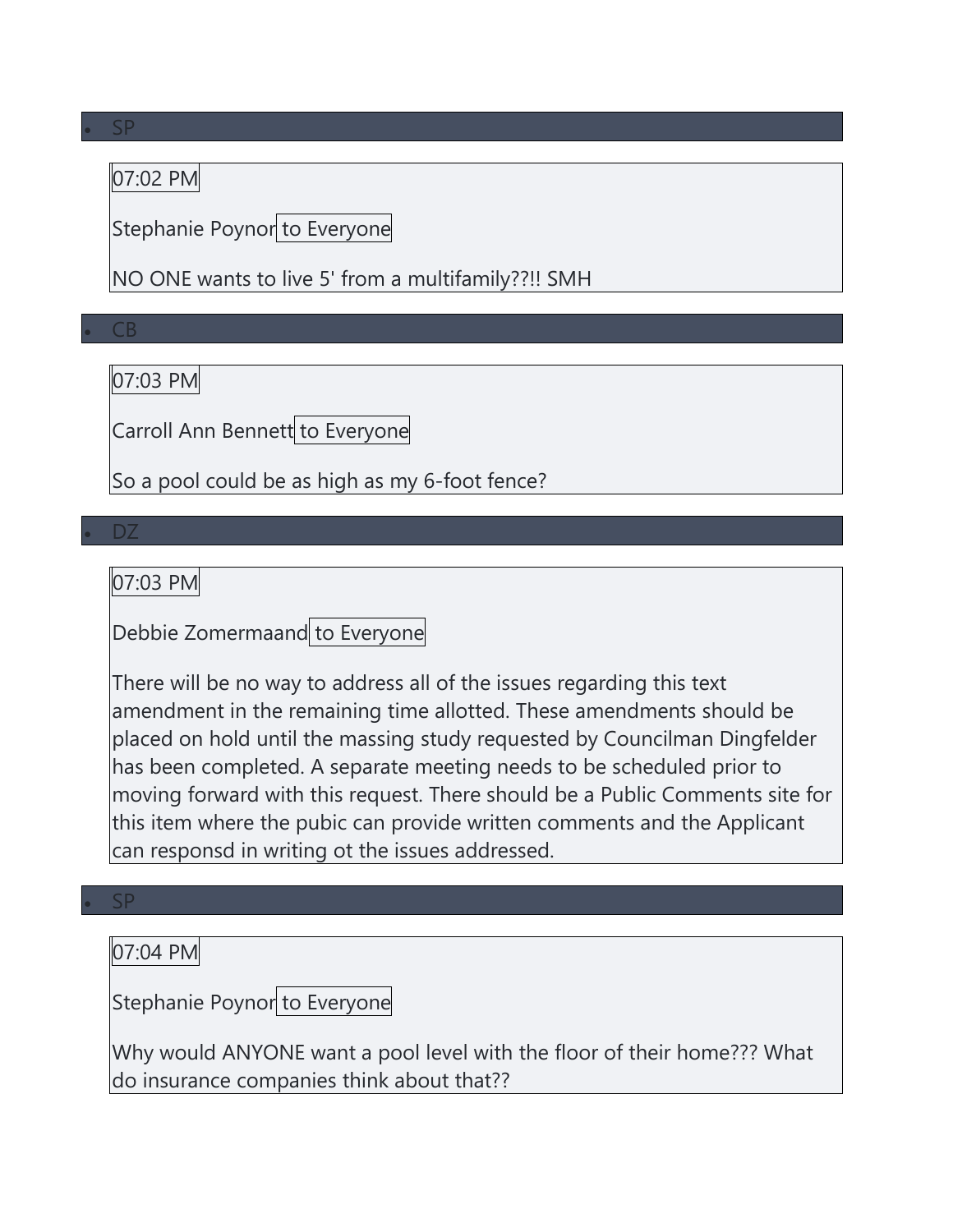- SP

07:02 PM

Stephanie Poynor to Everyone

NO ONE wants to live 5' from a multifamily??!! SMH

- CB

07:03 PM

Carroll Ann Bennett to Everyone

So a pool could be as high as my 6-foot fence?

- DZ

07:03 PM

Debbie Zomermaand to Everyone

There will be no way to address all of the issues regarding this text amendment in the remaining time allotted. These amendments should be placed on hold until the massing study requested by Councilman Dingfelder has been completed. A separate meeting needs to be scheduled prior to moving forward with this request. There should be a Public Comments site for this item where the pubic can provide written comments and the Applicant can responsd in writing ot the issues addressed.

- SP

07:04 PM

Stephanie Poynor to Everyone

Why would ANYONE want a pool level with the floor of their home??? What do insurance companies think about that??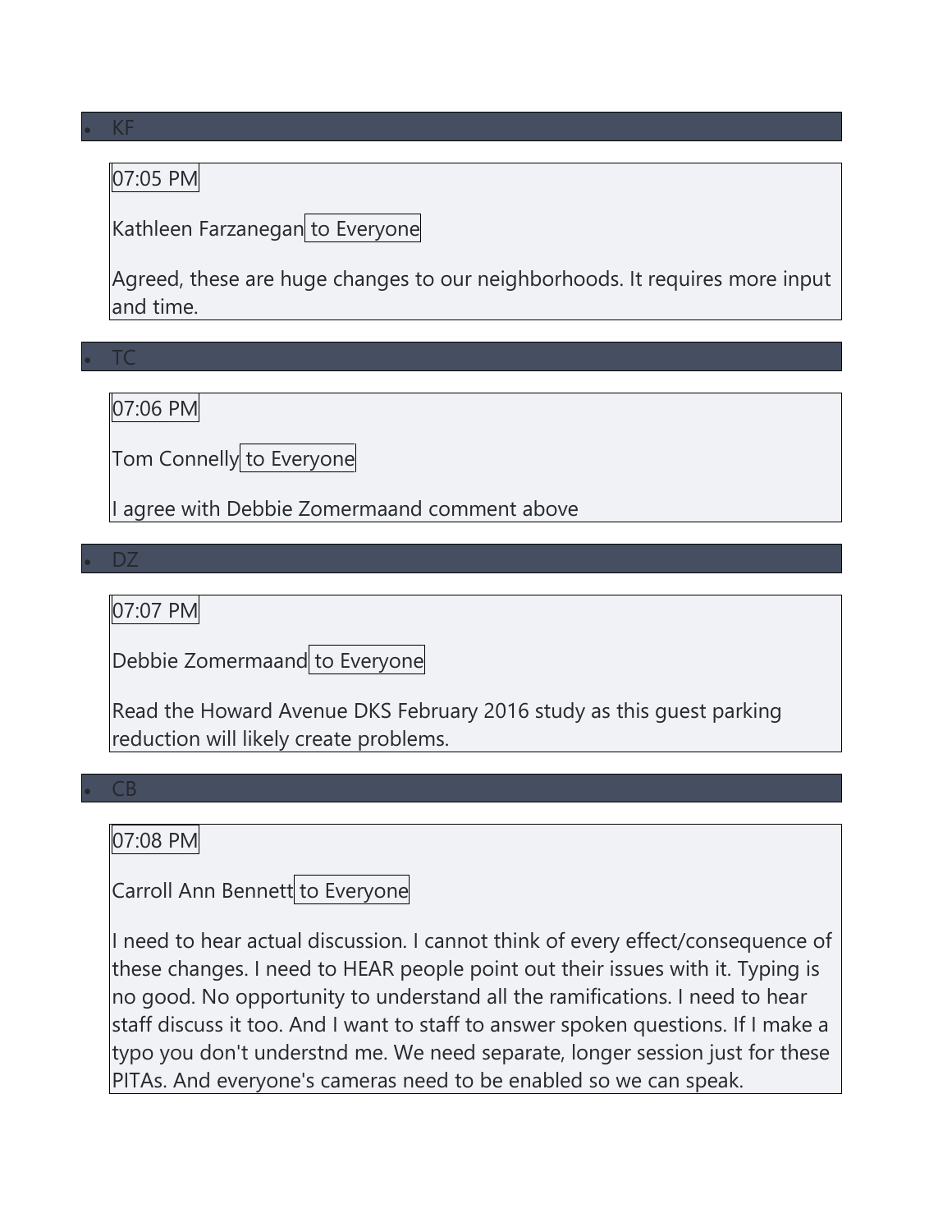- KF

07:05 PM

Kathleen Farzanegan to Everyone

Agreed, these are huge changes to our neighborhoods. It requires more input and time.

- TC

07:06 PM

Tom Connelly to Everyone

I agree with Debbie Zomermaand comment above

- DZ

07:07 PM

Debbie Zomermaand to Everyone

Read the Howard Avenue DKS February 2016 study as this guest parking reduction will likely create problems.

- CB

07:08 PM

Carroll Ann Bennett to Everyone

I need to hear actual discussion. I cannot think of every effect/consequence of these changes. I need to HEAR people point out their issues with it. Typing is no good. No opportunity to understand all the ramifications. I need to hear staff discuss it too. And I want to staff to answer spoken questions. If I make a typo you don't understnd me. We need separate, longer session just for these PITAs. And everyone's cameras need to be enabled so we can speak.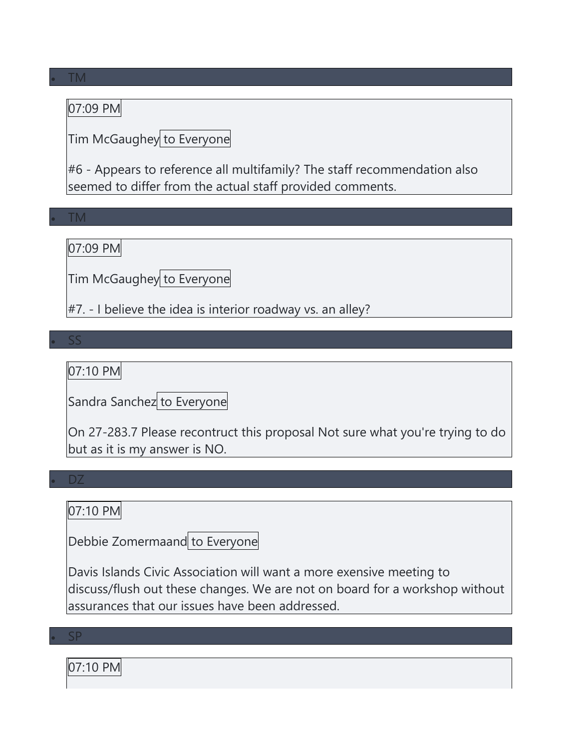- TM

07:09 PM

Tim McGaughey to Everyone

#6 - Appears to reference all multifamily? The staff recommendation also seemed to differ from the actual staff provided comments.

- TM

07:09 PM

Tim McGaughey to Everyone

#7. - I believe the idea is interior roadway vs. an alley?

- SS

07:10 PM

Sandra Sanchez to Everyone

On 27-283.7 Please recontruct this proposal Not sure what you're trying to do but as it is my answer is NO.

- DZ

07:10 PM

Debbie Zomermaand to Everyone

Davis Islands Civic Association will want a more exensive meeting to discuss/flush out these changes. We are not on board for a workshop without assurances that our issues have been addressed.

- SP

07:10 PM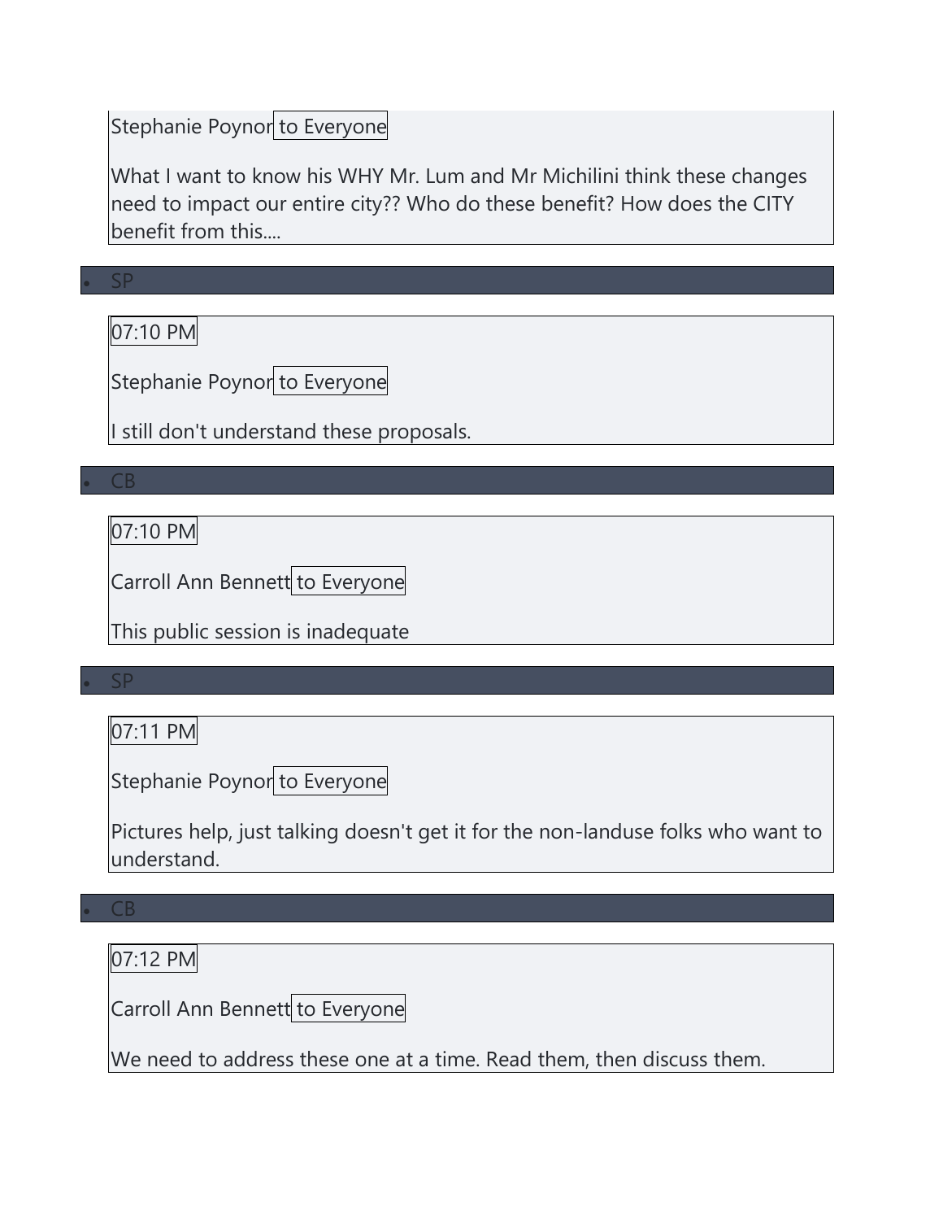Stephanie Poynor to Everyone

What I want to know his WHY Mr. Lum and Mr Michilini think these changes need to impact our entire city?? Who do these benefit? How does the CITY benefit from this....

- SP

07:10 PM

Stephanie Poynor to Everyone

I still don't understand these proposals.

- CB

07:10 PM

Carroll Ann Bennett to Everyone

This public session is inadequate

- SP

07:11 PM

Stephanie Poynor to Everyone

Pictures help, just talking doesn't get it for the non-landuse folks who want to understand.

- CB

07:12 PM

Carroll Ann Bennett to Everyone

We need to address these one at a time. Read them, then discuss them.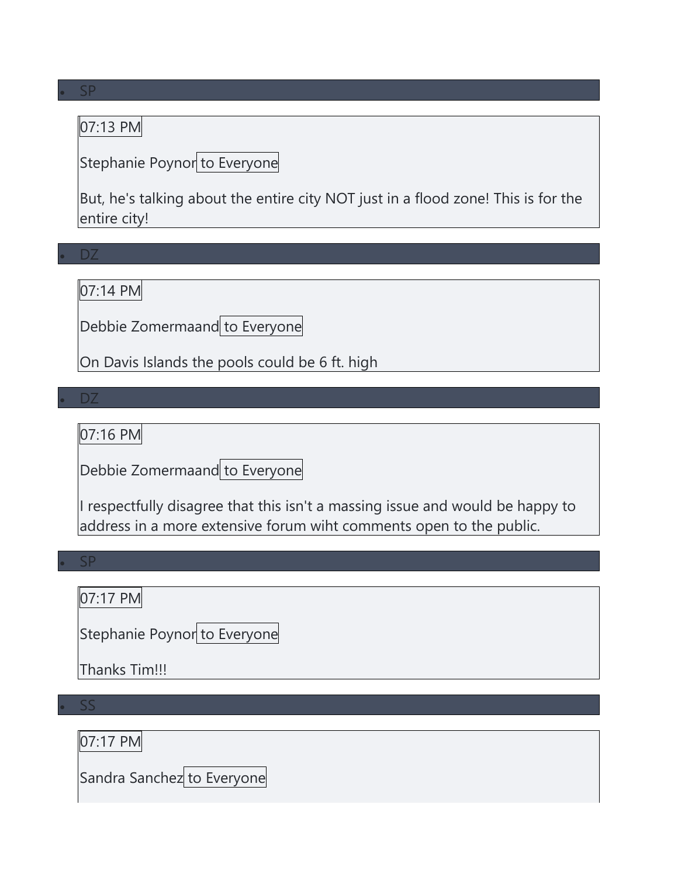- SP

07:13 PM

Stephanie Poynor to Everyone

But, he's talking about the entire city NOT just in a flood zone! This is for the entire city!

- DZ

07:14 PM

Debbie Zomermaand to Everyone

On Davis Islands the pools could be 6 ft. high

- DZ

07:16 PM

Debbie Zomermaand to Everyone

I respectfully disagree that this isn't a massing issue and would be happy to address in a more extensive forum wiht comments open to the public.

- SP

07:17 PM

Stephanie Poynor to Everyone

Thanks Tim!!!

- SS

07:17 PM

Sandra Sanchez to Everyone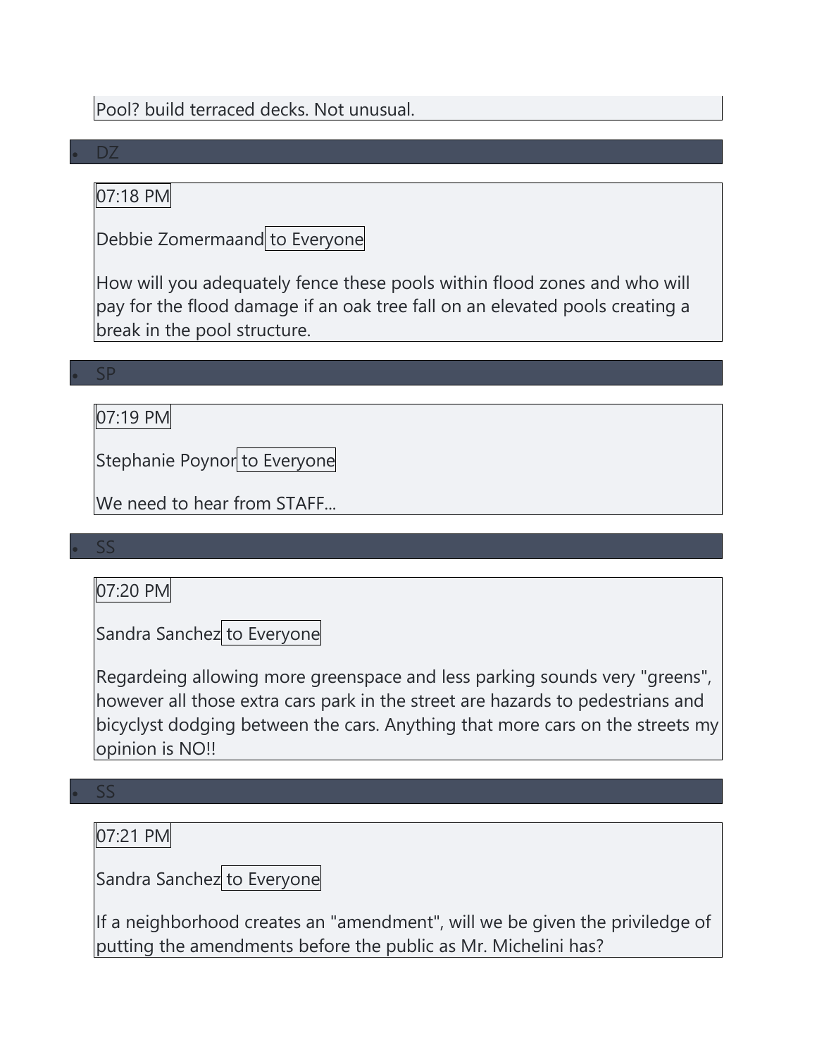Pool? build terraced decks. Not unusual.

- DZ

07:18 PM

Debbie Zomermaand to Everyone

How will you adequately fence these pools within flood zones and who will pay for the flood damage if an oak tree fall on an elevated pools creating a break in the pool structure.

- SP

07:19 PM

Stephanie Poynor to Everyone

We need to hear from STAFF...

- SS

07:20 PM

Sandra Sanchez to Everyone

Regardeing allowing more greenspace and less parking sounds very "greens", however all those extra cars park in the street are hazards to pedestrians and bicyclyst dodging between the cars. Anything that more cars on the streets my opinion is NO!!

- SS

07:21 PM

Sandra Sanchez to Everyone

If a neighborhood creates an "amendment", will we be given the priviledge of putting the amendments before the public as Mr. Michelini has?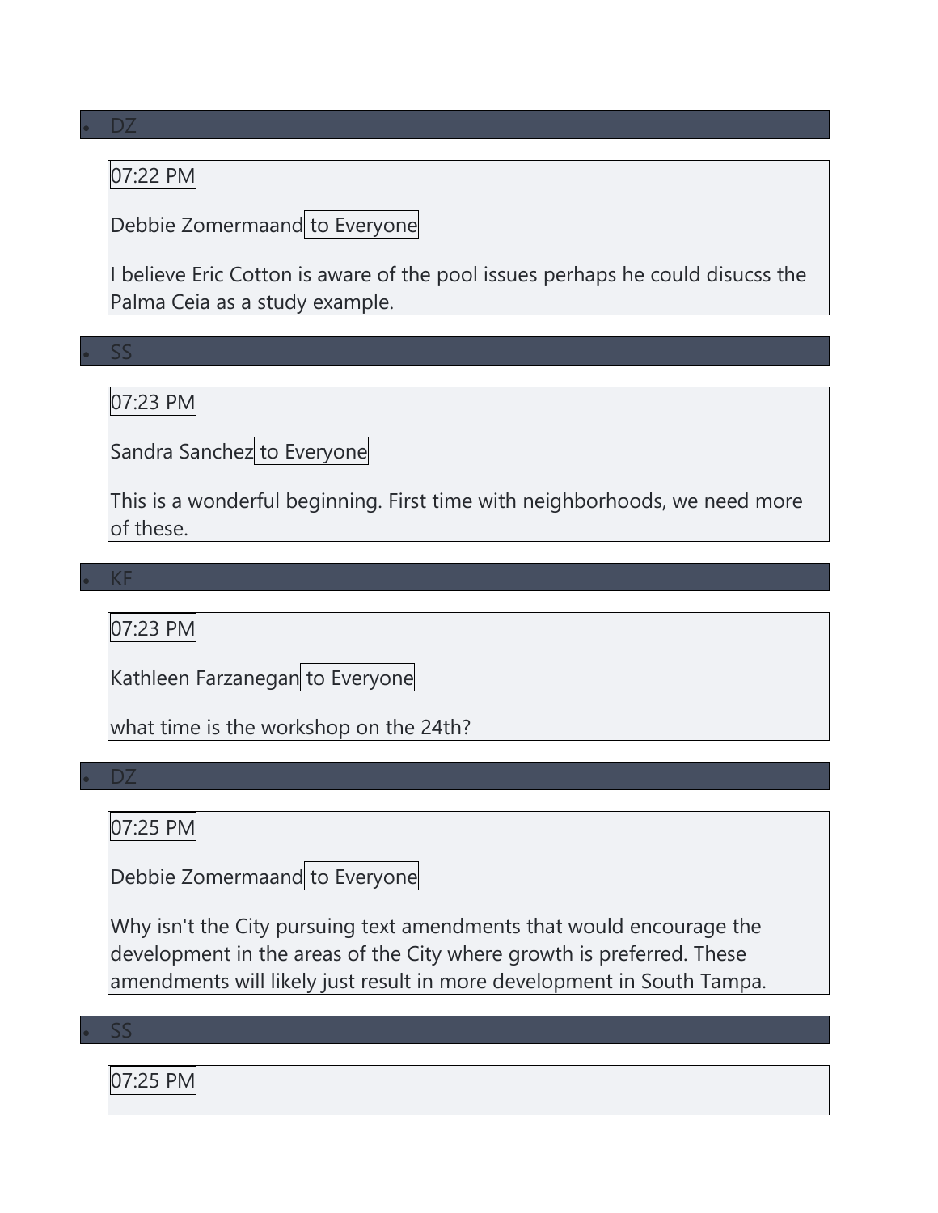- DZ

07:22 PM

Debbie Zomermaand to Everyone

I believe Eric Cotton is aware of the pool issues perhaps he could disucss the Palma Ceia as a study example.

- SS

07:23 PM

Sandra Sanchez to Everyone

This is a wonderful beginning. First time with neighborhoods, we need more of these.

- KF

07:23 PM

Kathleen Farzanegan to Everyone

what time is the workshop on the 24th?

- DZ

07:25 PM

Debbie Zomermaand to Everyone

Why isn't the City pursuing text amendments that would encourage the development in the areas of the City where growth is preferred. These amendments will likely just result in more development in South Tampa.

- SS

07:25 PM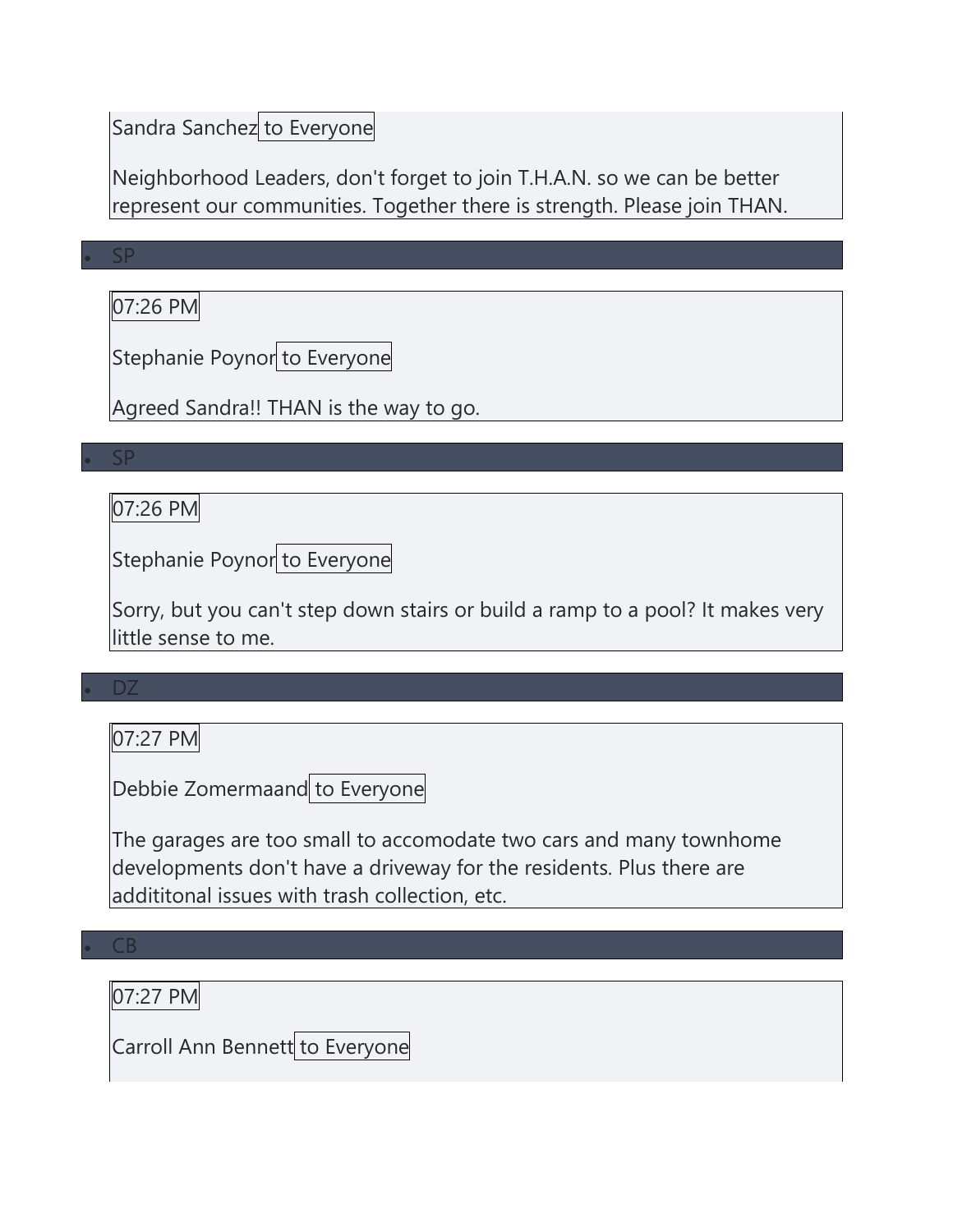Sandra Sanchez to Everyone

Neighborhood Leaders, don't forget to join T.H.A.N. so we can be better represent our communities. Together there is strength. Please join THAN.

- SP

07:26 PM

Stephanie Poynor to Everyone

Agreed Sandra!! THAN is the way to go.

- SP

07:26 PM

Stephanie Poynor to Everyone

Sorry, but you can't step down stairs or build a ramp to a pool? It makes very little sense to me.

- DZ

07:27 PM

Debbie Zomermaand to Everyone

The garages are too small to accomodate two cars and many townhome developments don't have a driveway for the residents. Plus there are addititonal issues with trash collection, etc.

- CB

07:27 PM

Carroll Ann Bennett to Everyone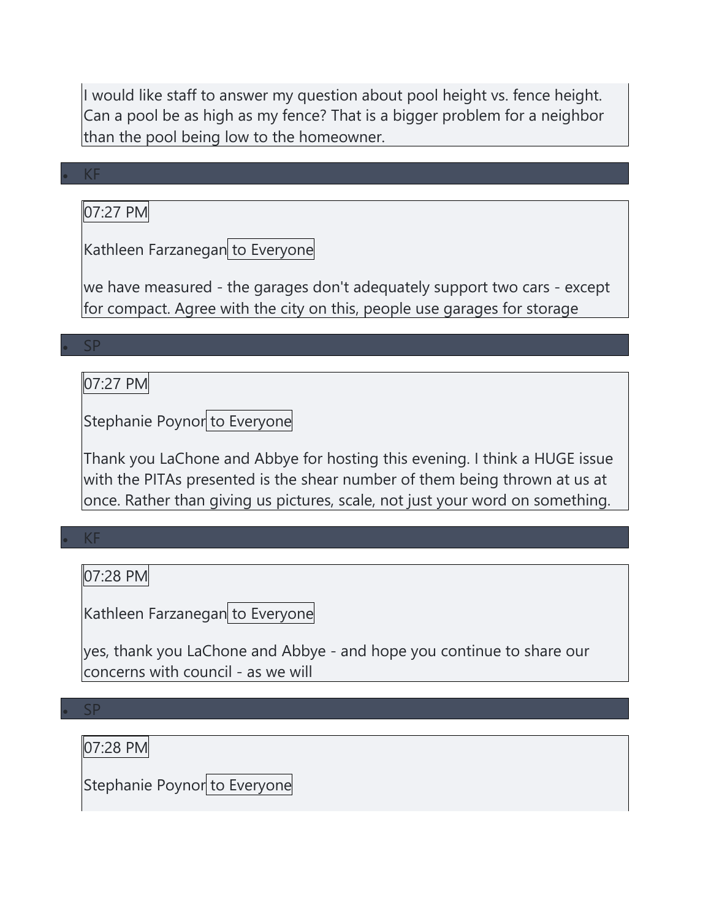I would like staff to answer my question about pool height vs. fence height. Can a pool be as high as my fence? That is a bigger problem for a neighbor than the pool being low to the homeowner.

- KF

07:27 PM

Kathleen Farzanegan to Everyone

we have measured - the garages don't adequately support two cars - except for compact. Agree with the city on this, people use garages for storage

- SP

07:27 PM

Stephanie Poynor to Everyone

Thank you LaChone and Abbye for hosting this evening. I think a HUGE issue with the PITAs presented is the shear number of them being thrown at us at once. Rather than giving us pictures, scale, not just your word on something.

- KF

07:28 PM

Kathleen Farzanegan to Everyone

yes, thank you LaChone and Abbye - and hope you continue to share our concerns with council - as we will

- SP

07:28 PM

Stephanie Poynor to Everyone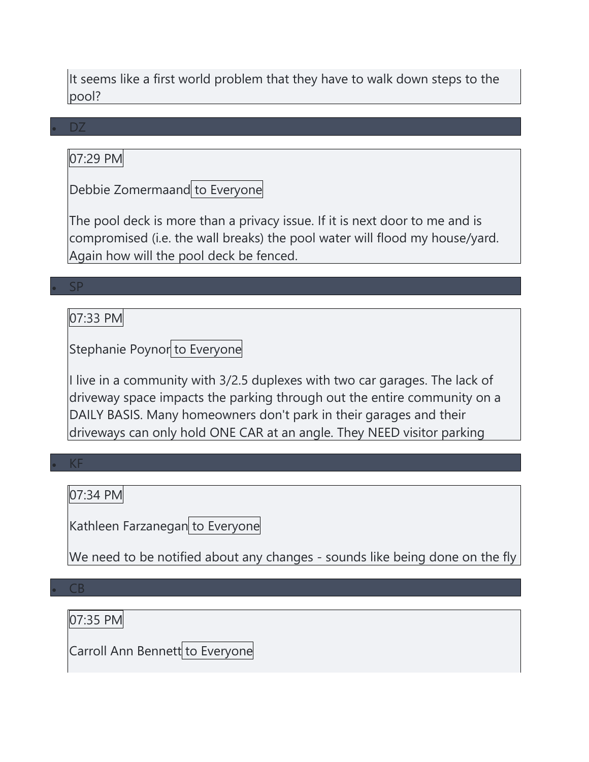It seems like a first world problem that they have to walk down steps to the pool?

- DZ

07:29 PM

Debbie Zomermaand to Everyone

The pool deck is more than a privacy issue. If it is next door to me and is compromised (i.e. the wall breaks) the pool water will flood my house/yard. Again how will the pool deck be fenced.

- SP

07:33 PM

Stephanie Poynor to Everyone

I live in a community with 3/2.5 duplexes with two car garages. The lack of driveway space impacts the parking through out the entire community on a DAILY BASIS. Many homeowners don't park in their garages and their driveways can only hold ONE CAR at an angle. They NEED visitor parking

- KF

07:34 PM

Kathleen Farzanegan to Everyone

We need to be notified about any changes - sounds like being done on the fly

- CB

07:35 PM

Carroll Ann Bennett to Everyone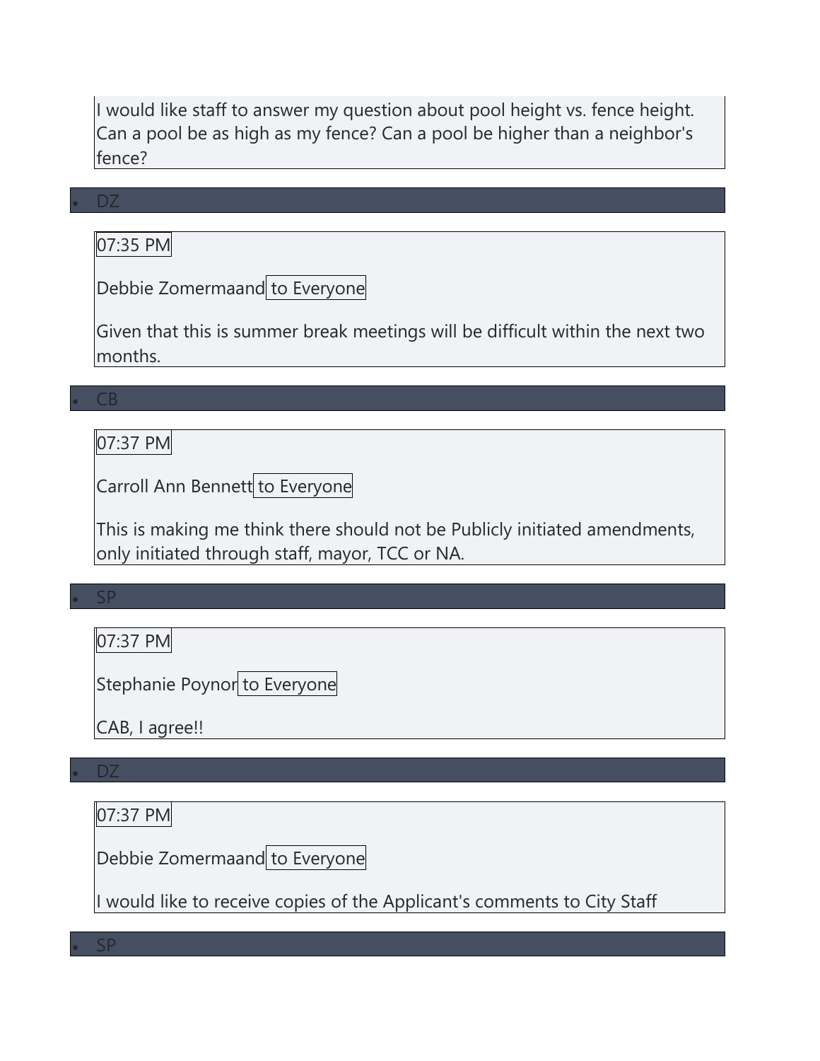I would like staff to answer my question about pool height vs. fence height. Can a pool be as high as my fence? Can a pool be higher than a neighbor's fence?

- DZ

07:35 PM

Debbie Zomermaand to Everyone

Given that this is summer break meetings will be difficult within the next two months.

- CB

07:37 PM

Carroll Ann Bennett to Everyone

This is making me think there should not be Publicly initiated amendments, only initiated through staff, mayor, TCC or NA.

- SP

07:37 PM

Stephanie Poynor to Everyone

CAB, I agree!!

- DZ

07:37 PM

Debbie Zomermaand to Everyone

I would like to receive copies of the Applicant's comments to City Staff

- SP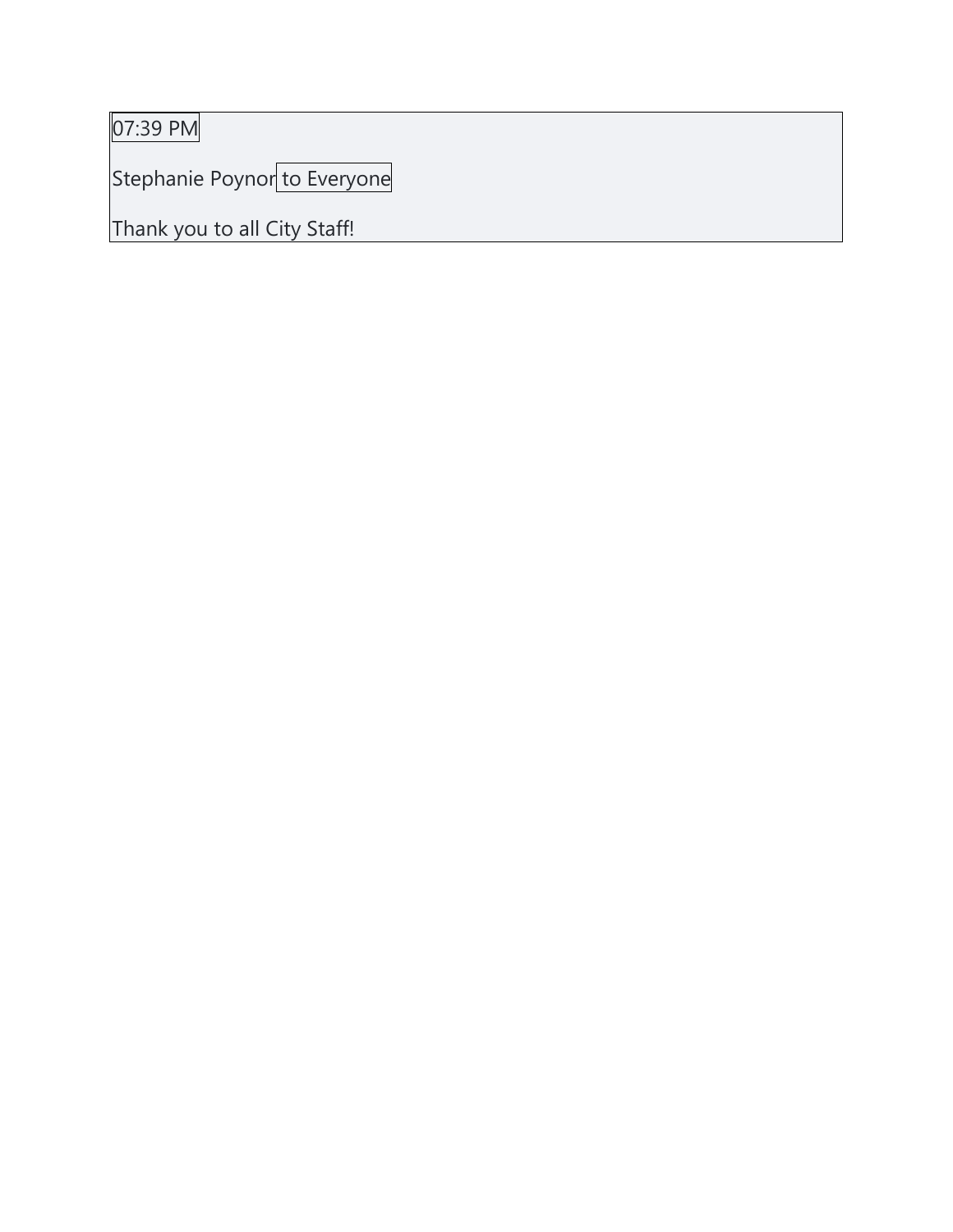07:39 PM

Stephanie Poynor to Everyone

Thank you to all City Staff!